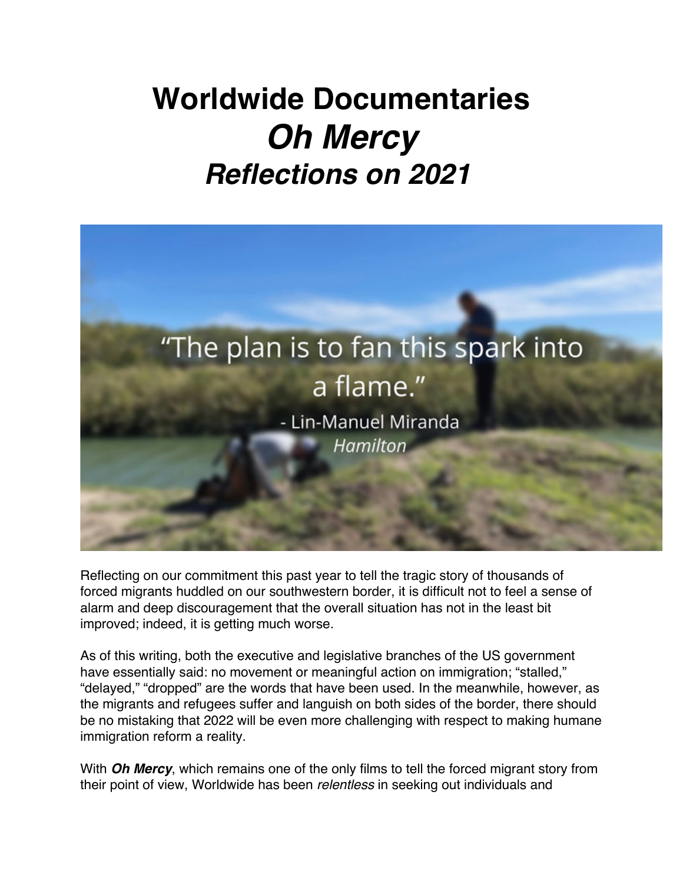# Worldwide Documentaries
# *Oh Mercy*
## *Reflections on 2021*

"The plan is to fan this spark into a flame."

\- Lin-Manuel Miranda
*Hamilton*

Reflecting on our commitment this past year to tell the tragic story of thousands of forced migrants huddled on our southwestern border, it is difficult not to feel a sense of alarm and deep discouragement that the overall situation has not in the least bit improved; indeed, it is getting much worse.

As of this writing, both the executive and legislative branches of the US government have essentially said: no movement or meaningful action on immigration; "stalled," "delayed," "dropped" are the words that have been used. In the meanwhile, however, as the migrants and refugees suffer and languish on both sides of the border, there should be no mistaking that 2022 will be even more challenging with respect to making humane immigration reform a reality.

With ***Oh Mercy***, which remains one of the only films to tell the forced migrant story from their point of view, Worldwide has been *relentless* in seeking out individuals and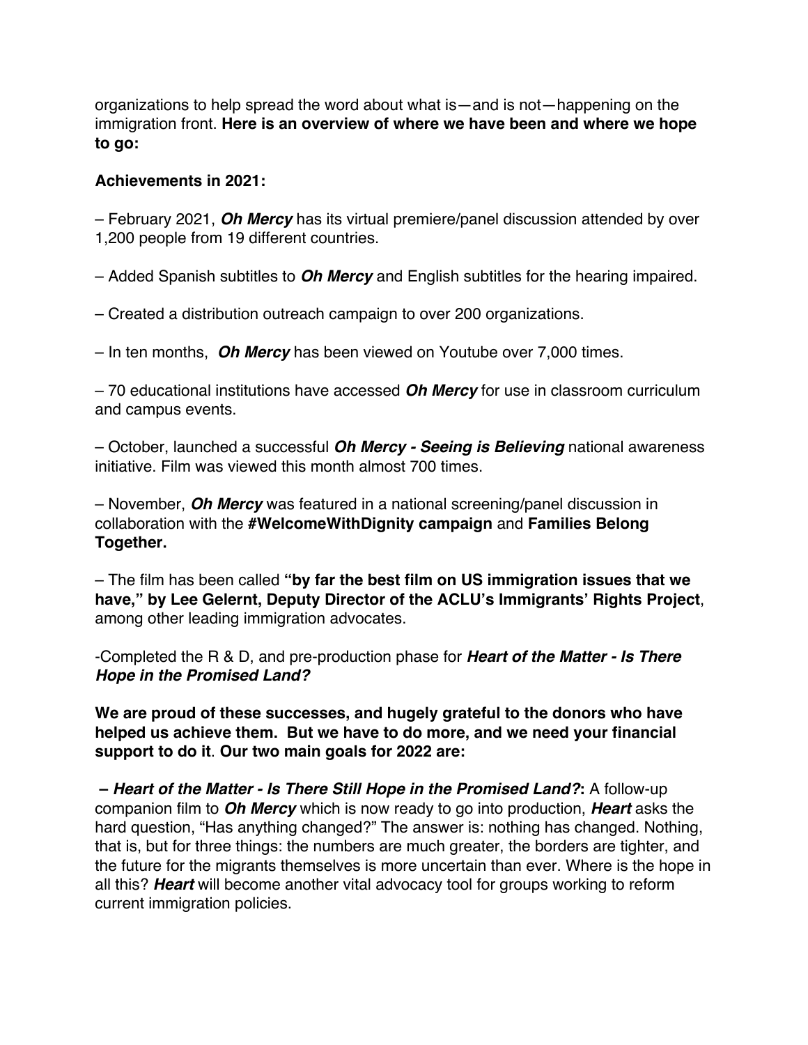organizations to help spread the word about what is—and is not—happening on the immigration front. **Here is an overview of where we have been and where we hope to go:**

**Achievements in 2021:**

– February 2021, ***Oh Mercy*** has its virtual premiere/panel discussion attended by over 1,200 people from 19 different countries.

– Added Spanish subtitles to ***Oh Mercy*** and English subtitles for the hearing impaired.

– Created a distribution outreach campaign to over 200 organizations.

– In ten months, ***Oh Mercy*** has been viewed on Youtube over 7,000 times.

– 70 educational institutions have accessed ***Oh Mercy*** for use in classroom curriculum and campus events.

– October, launched a successful ***Oh Mercy - Seeing is Believing*** national awareness initiative. Film was viewed this month almost 700 times.

– November, ***Oh Mercy*** was featured in a national screening/panel discussion in collaboration with the **#WelcomeWithDignity campaign** and **Families Belong Together.**

– The film has been called **"by far the best film on US immigration issues that we have," by Lee Gelernt, Deputy Director of the ACLU's Immigrants' Rights Project**, among other leading immigration advocates.

-Completed the R & D, and pre-production phase for ***Heart of the Matter - Is There Hope in the Promised Land?***

**We are proud of these successes, and hugely grateful to the donors who have helped us achieve them. But we have to do more, and we need your financial support to do it**. **Our two main goals for 2022 are:**

***– Heart of the Matter - Is There Still Hope in the Promised Land?*:** A follow-up companion film to ***Oh Mercy*** which is now ready to go into production, ***Heart*** asks the hard question, "Has anything changed?" The answer is: nothing has changed. Nothing, that is, but for three things: the numbers are much greater, the borders are tighter, and the future for the migrants themselves is more uncertain than ever. Where is the hope in all this? ***Heart*** will become another vital advocacy tool for groups working to reform current immigration policies.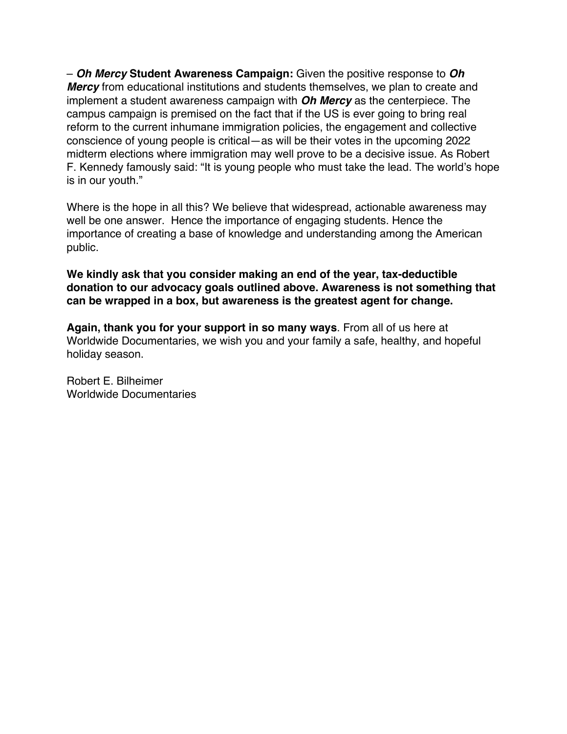– ***Oh Mercy* Student Awareness Campaign:** Given the positive response to ***Oh Mercy*** from educational institutions and students themselves, we plan to create and implement a student awareness campaign with ***Oh Mercy*** as the centerpiece. The campus campaign is premised on the fact that if the US is ever going to bring real reform to the current inhumane immigration policies, the engagement and collective conscience of young people is critical—as will be their votes in the upcoming 2022 midterm elections where immigration may well prove to be a decisive issue. As Robert F. Kennedy famously said: "It is young people who must take the lead. The world's hope is in our youth."

Where is the hope in all this? We believe that widespread, actionable awareness may well be one answer.  Hence the importance of engaging students. Hence the importance of creating a base of knowledge and understanding among the American public.

**We kindly ask that you consider making an end of the year, tax-deductible donation to our advocacy goals outlined above. Awareness is not something that can be wrapped in a box, but awareness is the greatest agent for change.**

**Again, thank you for your support in so many ways**. From all of us here at Worldwide Documentaries, we wish you and your family a safe, healthy, and hopeful holiday season.

Robert E. Bilheimer
Worldwide Documentaries